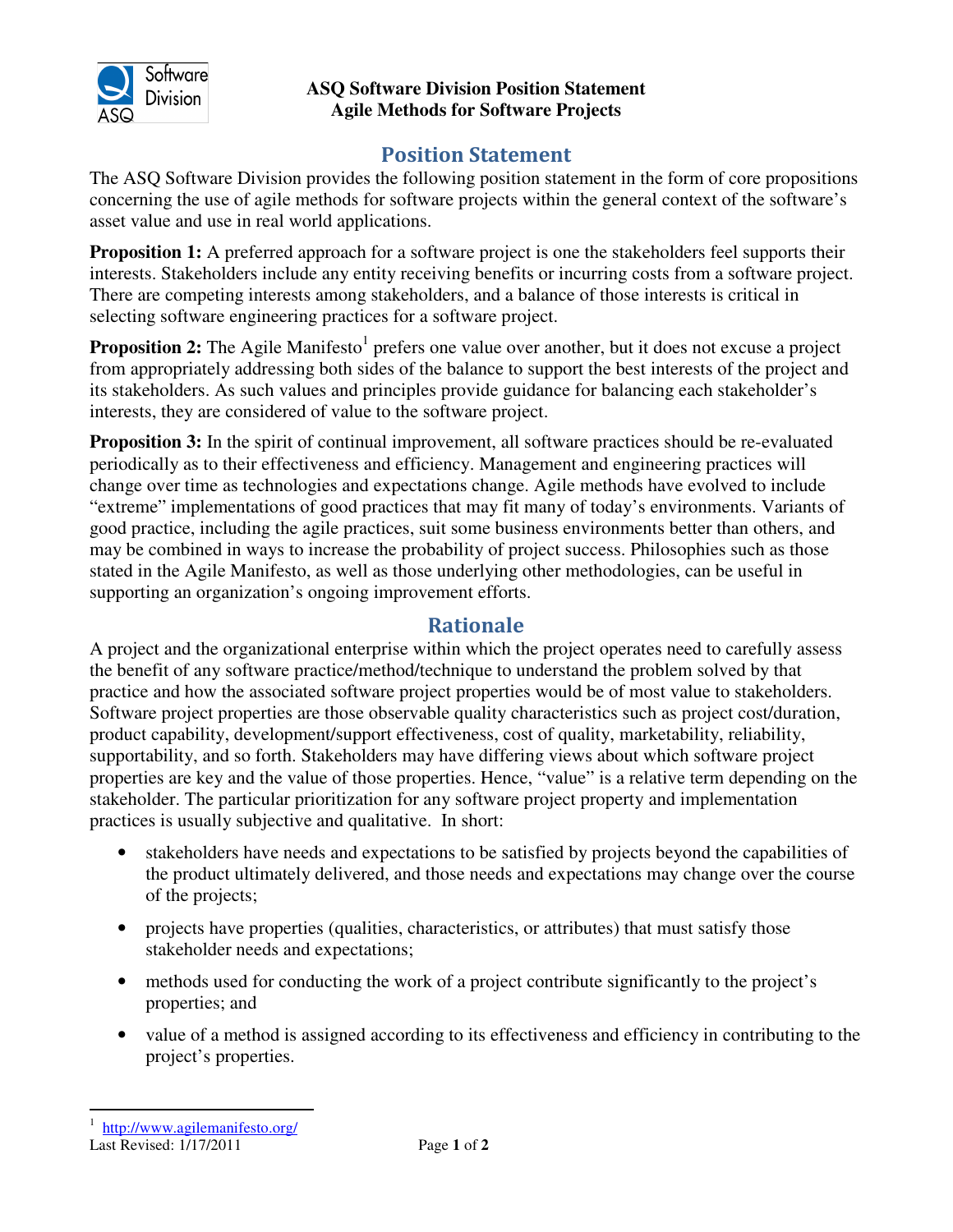**ASQ Software Division Position Statement**
**Agile Methods for Software Projects**

## Position Statement

The ASQ Software Division provides the following position statement in the form of core propositions concerning the use of agile methods for software projects within the general context of the software's asset value and use in real world applications.

**Proposition 1:** A preferred approach for a software project is one the stakeholders feel supports their interests. Stakeholders include any entity receiving benefits or incurring costs from a software project. There are competing interests among stakeholders, and a balance of those interests is critical in selecting software engineering practices for a software project.

**Proposition 2:** The Agile Manifesto[1] prefers one value over another, but it does not excuse a project from appropriately addressing both sides of the balance to support the best interests of the project and its stakeholders. As such values and principles provide guidance for balancing each stakeholder's interests, they are considered of value to the software project.

**Proposition 3:** In the spirit of continual improvement, all software practices should be re-evaluated periodically as to their effectiveness and efficiency. Management and engineering practices will change over time as technologies and expectations change. Agile methods have evolved to include "extreme" implementations of good practices that may fit many of today's environments. Variants of good practice, including the agile practices, suit some business environments better than others, and may be combined in ways to increase the probability of project success. Philosophies such as those stated in the Agile Manifesto, as well as those underlying other methodologies, can be useful in supporting an organization's ongoing improvement efforts.

## Rationale

A project and the organizational enterprise within which the project operates need to carefully assess the benefit of any software practice/method/technique to understand the problem solved by that practice and how the associated software project properties would be of most value to stakeholders. Software project properties are those observable quality characteristics such as project cost/duration, product capability, development/support effectiveness, cost of quality, marketability, reliability, supportability, and so forth. Stakeholders may have differing views about which software project properties are key and the value of those properties. Hence, "value" is a relative term depending on the stakeholder. The particular prioritization for any software project property and implementation practices is usually subjective and qualitative. In short:

- stakeholders have needs and expectations to be satisfied by projects beyond the capabilities of the product ultimately delivered, and those needs and expectations may change over the course of the projects;
- projects have properties (qualities, characteristics, or attributes) that must satisfy those stakeholder needs and expectations;
- methods used for conducting the work of a project contribute significantly to the project's properties; and
- value of a method is assigned according to its effectiveness and efficiency in contributing to the project's properties.

---

[1] http://www.agilemanifesto.org/

Last Revised: 1/17/2011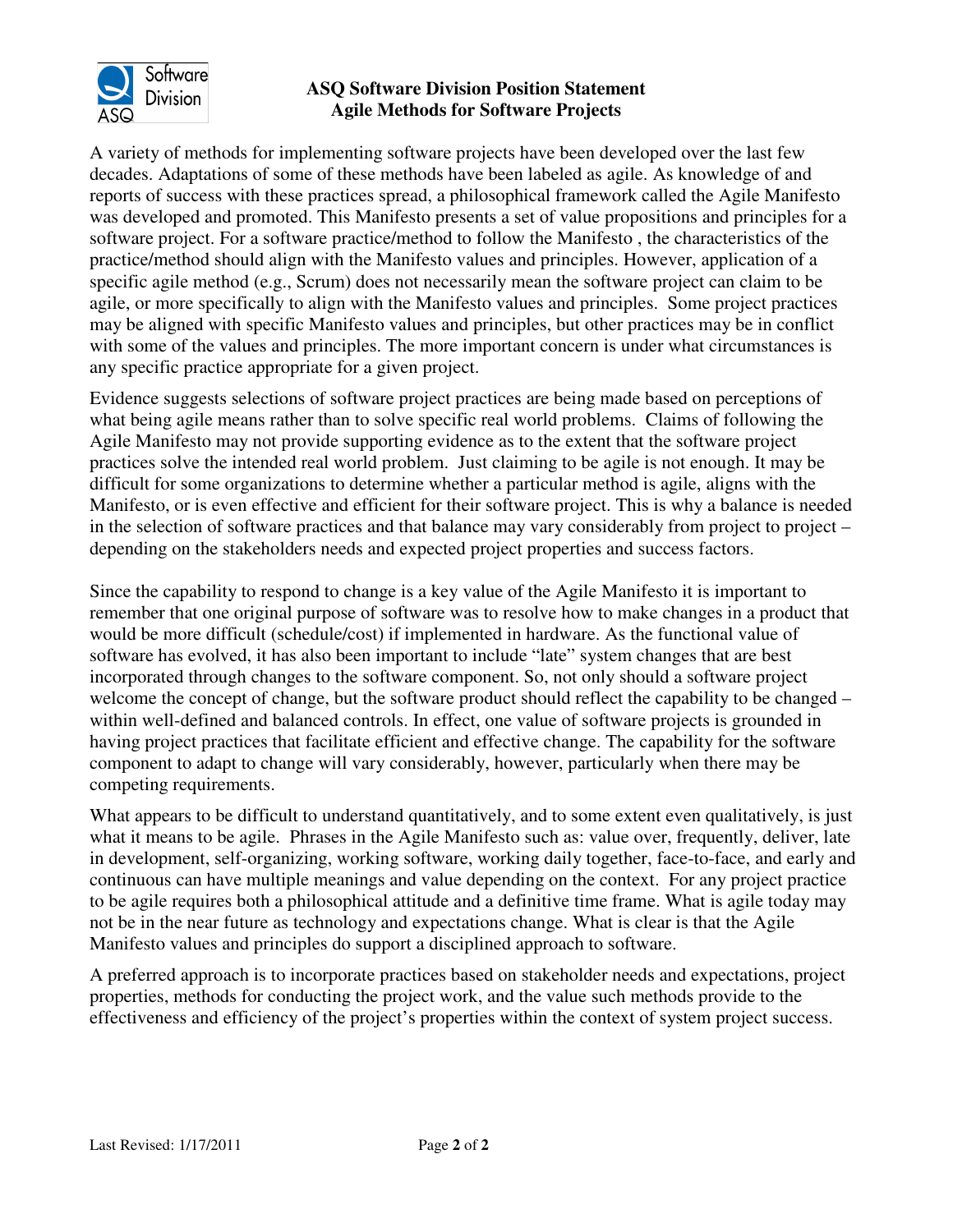# ASQ Software Division Position Statement
## Agile Methods for Software Projects

A variety of methods for implementing software projects have been developed over the last few decades. Adaptations of some of these methods have been labeled as agile. As knowledge of and reports of success with these practices spread, a philosophical framework called the Agile Manifesto was developed and promoted. This Manifesto presents a set of value propositions and principles for a software project. For a software practice/method to follow the Manifesto , the characteristics of the practice/method should align with the Manifesto values and principles. However, application of a specific agile method (e.g., Scrum) does not necessarily mean the software project can claim to be agile, or more specifically to align with the Manifesto values and principles. Some project practices may be aligned with specific Manifesto values and principles, but other practices may be in conflict with some of the values and principles. The more important concern is under what circumstances is any specific practice appropriate for a given project.

Evidence suggests selections of software project practices are being made based on perceptions of what being agile means rather than to solve specific real world problems. Claims of following the Agile Manifesto may not provide supporting evidence as to the extent that the software project practices solve the intended real world problem. Just claiming to be agile is not enough. It may be difficult for some organizations to determine whether a particular method is agile, aligns with the Manifesto, or is even effective and efficient for their software project. This is why a balance is needed in the selection of software practices and that balance may vary considerably from project to project – depending on the stakeholders needs and expected project properties and success factors.

Since the capability to respond to change is a key value of the Agile Manifesto it is important to remember that one original purpose of software was to resolve how to make changes in a product that would be more difficult (schedule/cost) if implemented in hardware. As the functional value of software has evolved, it has also been important to include "late" system changes that are best incorporated through changes to the software component. So, not only should a software project welcome the concept of change, but the software product should reflect the capability to be changed – within well-defined and balanced controls. In effect, one value of software projects is grounded in having project practices that facilitate efficient and effective change. The capability for the software component to adapt to change will vary considerably, however, particularly when there may be competing requirements.

What appears to be difficult to understand quantitatively, and to some extent even qualitatively, is just what it means to be agile. Phrases in the Agile Manifesto such as: value over, frequently, deliver, late in development, self-organizing, working software, working daily together, face-to-face, and early and continuous can have multiple meanings and value depending on the context. For any project practice to be agile requires both a philosophical attitude and a definitive time frame. What is agile today may not be in the near future as technology and expectations change. What is clear is that the Agile Manifesto values and principles do support a disciplined approach to software.

A preferred approach is to incorporate practices based on stakeholder needs and expectations, project properties, methods for conducting the project work, and the value such methods provide to the effectiveness and efficiency of the project's properties within the context of system project success.

Last Revised: 1/17/2011